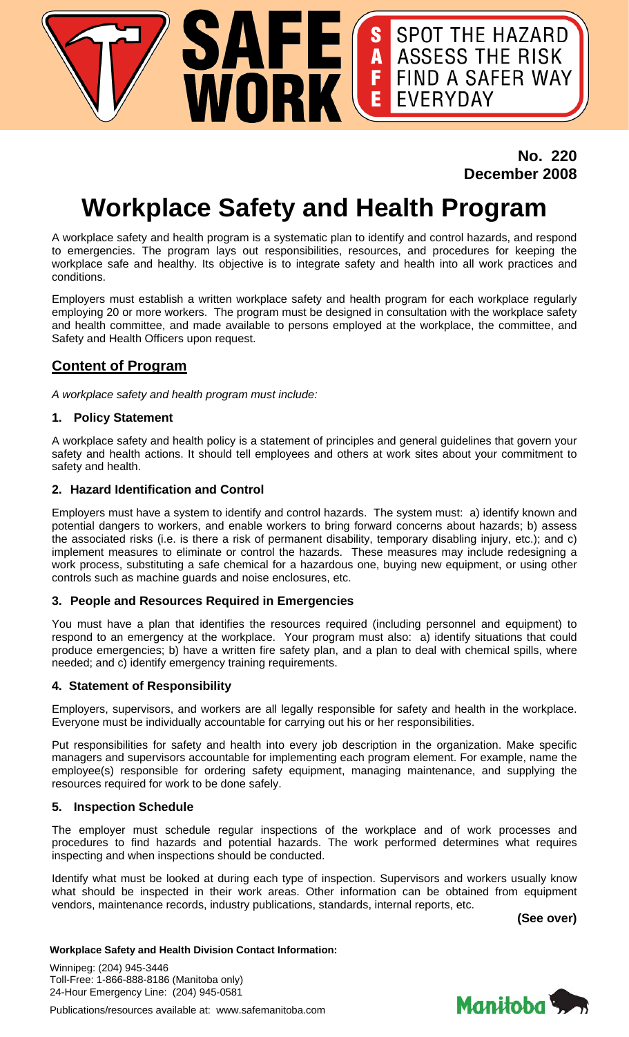**SAFE WORK**

**S** SPOT THE HAZARD
**A** ASSESS THE RISK
**F** FIND A SAFER WAY
**E** EVERYDAY

**No. 220**
**December 2008**

# Workplace Safety and Health Program

A workplace safety and health program is a systematic plan to identify and control hazards, and respond to emergencies. The program lays out responsibilities, resources, and procedures for keeping the workplace safe and healthy. Its objective is to integrate safety and health into all work practices and conditions.

Employers must establish a written workplace safety and health program for each workplace regularly employing 20 or more workers. The program must be designed in consultation with the workplace safety and health committee, and made available to persons employed at the workplace, the committee, and Safety and Health Officers upon request.

## Content of Program

*A workplace safety and health program must include:*

### 1. Policy Statement

A workplace safety and health policy is a statement of principles and general guidelines that govern your safety and health actions. It should tell employees and others at work sites about your commitment to safety and health.

### 2. Hazard Identification and Control

Employers must have a system to identify and control hazards. The system must: a) identify known and potential dangers to workers, and enable workers to bring forward concerns about hazards; b) assess the associated risks (i.e. is there a risk of permanent disability, temporary disabling injury, etc.); and c) implement measures to eliminate or control the hazards. These measures may include redesigning a work process, substituting a safe chemical for a hazardous one, buying new equipment, or using other controls such as machine guards and noise enclosures, etc.

### 3. People and Resources Required in Emergencies

You must have a plan that identifies the resources required (including personnel and equipment) to respond to an emergency at the workplace. Your program must also: a) identify situations that could produce emergencies; b) have a written fire safety plan, and a plan to deal with chemical spills, where needed; and c) identify emergency training requirements.

### 4. Statement of Responsibility

Employers, supervisors, and workers are all legally responsible for safety and health in the workplace. Everyone must be individually accountable for carrying out his or her responsibilities.

Put responsibilities for safety and health into every job description in the organization. Make specific managers and supervisors accountable for implementing each program element. For example, name the employee(s) responsible for ordering safety equipment, managing maintenance, and supplying the resources required for work to be done safely.

### 5. Inspection Schedule

The employer must schedule regular inspections of the workplace and of work processes and procedures to find hazards and potential hazards. The work performed determines what requires inspecting and when inspections should be conducted.

Identify what must be looked at during each type of inspection. Supervisors and workers usually know what should be inspected in their work areas. Other information can be obtained from equipment vendors, maintenance records, industry publications, standards, internal reports, etc.

**(See over)**

**Workplace Safety and Health Division Contact Information:**

Winnipeg: (204) 945-3446
Toll-Free: 1-866-888-8186 (Manitoba only)
24-Hour Emergency Line: (204) 945-0581

Publications/resources available at: www.safemanitoba.com

Manitoba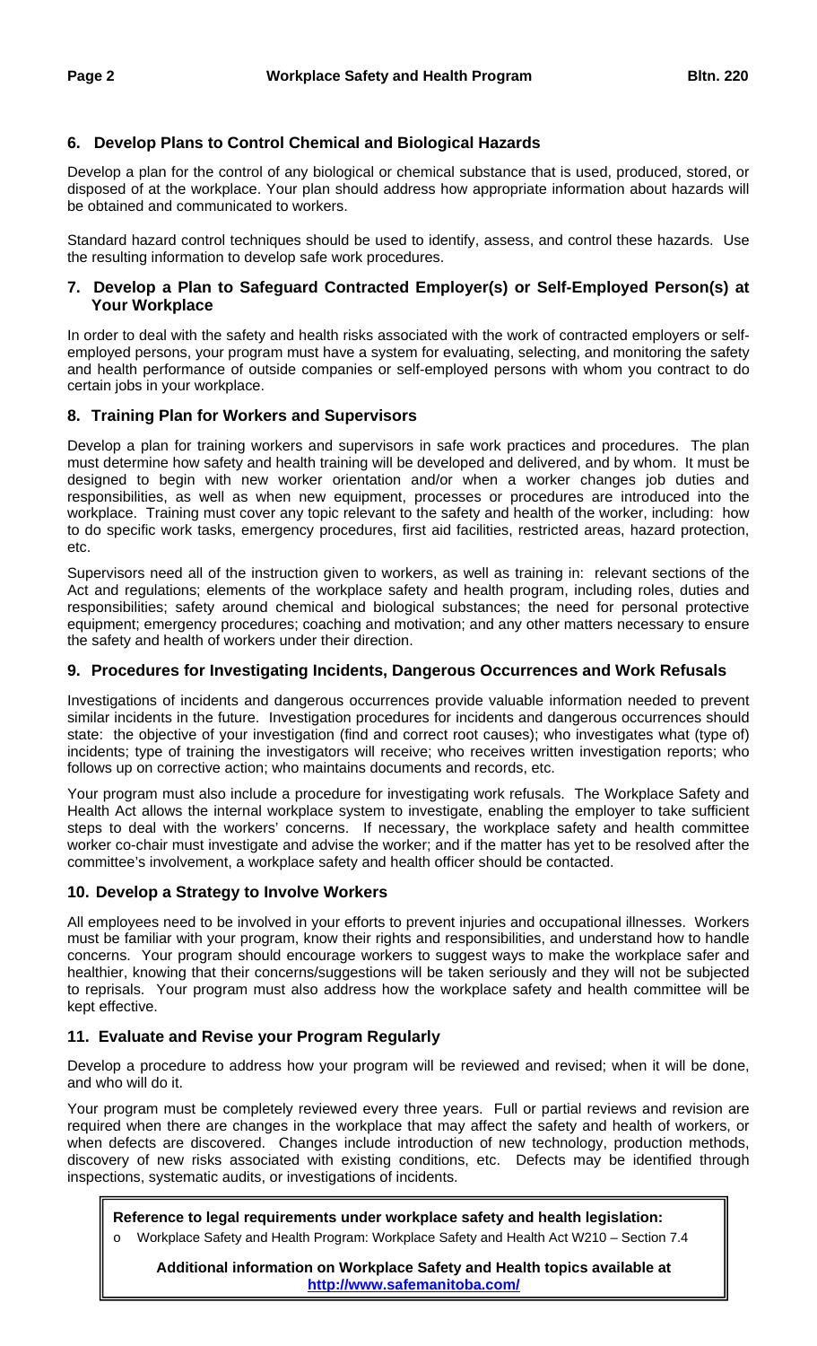## 6. Develop Plans to Control Chemical and Biological Hazards

Develop a plan for the control of any biological or chemical substance that is used, produced, stored, or disposed of at the workplace. Your plan should address how appropriate information about hazards will be obtained and communicated to workers.

Standard hazard control techniques should be used to identify, assess, and control these hazards. Use the resulting information to develop safe work procedures.

## 7. Develop a Plan to Safeguard Contracted Employer(s) or Self-Employed Person(s) at Your Workplace

In order to deal with the safety and health risks associated with the work of contracted employers or self-employed persons, your program must have a system for evaluating, selecting, and monitoring the safety and health performance of outside companies or self-employed persons with whom you contract to do certain jobs in your workplace.

## 8. Training Plan for Workers and Supervisors

Develop a plan for training workers and supervisors in safe work practices and procedures. The plan must determine how safety and health training will be developed and delivered, and by whom. It must be designed to begin with new worker orientation and/or when a worker changes job duties and responsibilities, as well as when new equipment, processes or procedures are introduced into the workplace. Training must cover any topic relevant to the safety and health of the worker, including: how to do specific work tasks, emergency procedures, first aid facilities, restricted areas, hazard protection, etc.

Supervisors need all of the instruction given to workers, as well as training in: relevant sections of the Act and regulations; elements of the workplace safety and health program, including roles, duties and responsibilities; safety around chemical and biological substances; the need for personal protective equipment; emergency procedures; coaching and motivation; and any other matters necessary to ensure the safety and health of workers under their direction.

## 9. Procedures for Investigating Incidents, Dangerous Occurrences and Work Refusals

Investigations of incidents and dangerous occurrences provide valuable information needed to prevent similar incidents in the future. Investigation procedures for incidents and dangerous occurrences should state: the objective of your investigation (find and correct root causes); who investigates what (type of) incidents; type of training the investigators will receive; who receives written investigation reports; who follows up on corrective action; who maintains documents and records, etc.

Your program must also include a procedure for investigating work refusals. The Workplace Safety and Health Act allows the internal workplace system to investigate, enabling the employer to take sufficient steps to deal with the workers' concerns. If necessary, the workplace safety and health committee worker co-chair must investigate and advise the worker; and if the matter has yet to be resolved after the committee's involvement, a workplace safety and health officer should be contacted.

## 10. Develop a Strategy to Involve Workers

All employees need to be involved in your efforts to prevent injuries and occupational illnesses. Workers must be familiar with your program, know their rights and responsibilities, and understand how to handle concerns. Your program should encourage workers to suggest ways to make the workplace safer and healthier, knowing that their concerns/suggestions will be taken seriously and they will not be subjected to reprisals. Your program must also address how the workplace safety and health committee will be kept effective.

## 11. Evaluate and Revise your Program Regularly

Develop a procedure to address how your program will be reviewed and revised; when it will be done, and who will do it.

Your program must be completely reviewed every three years. Full or partial reviews and revision are required when there are changes in the workplace that may affect the safety and health of workers, or when defects are discovered. Changes include introduction of new technology, production methods, discovery of new risks associated with existing conditions, etc. Defects may be identified through inspections, systematic audits, or investigations of incidents.

**Reference to legal requirements under workplace safety and health legislation:**

- Workplace Safety and Health Program: Workplace Safety and Health Act W210 – Section 7.4

**Additional information on Workplace Safety and Health topics available at**
**http://www.safemanitoba.com/**